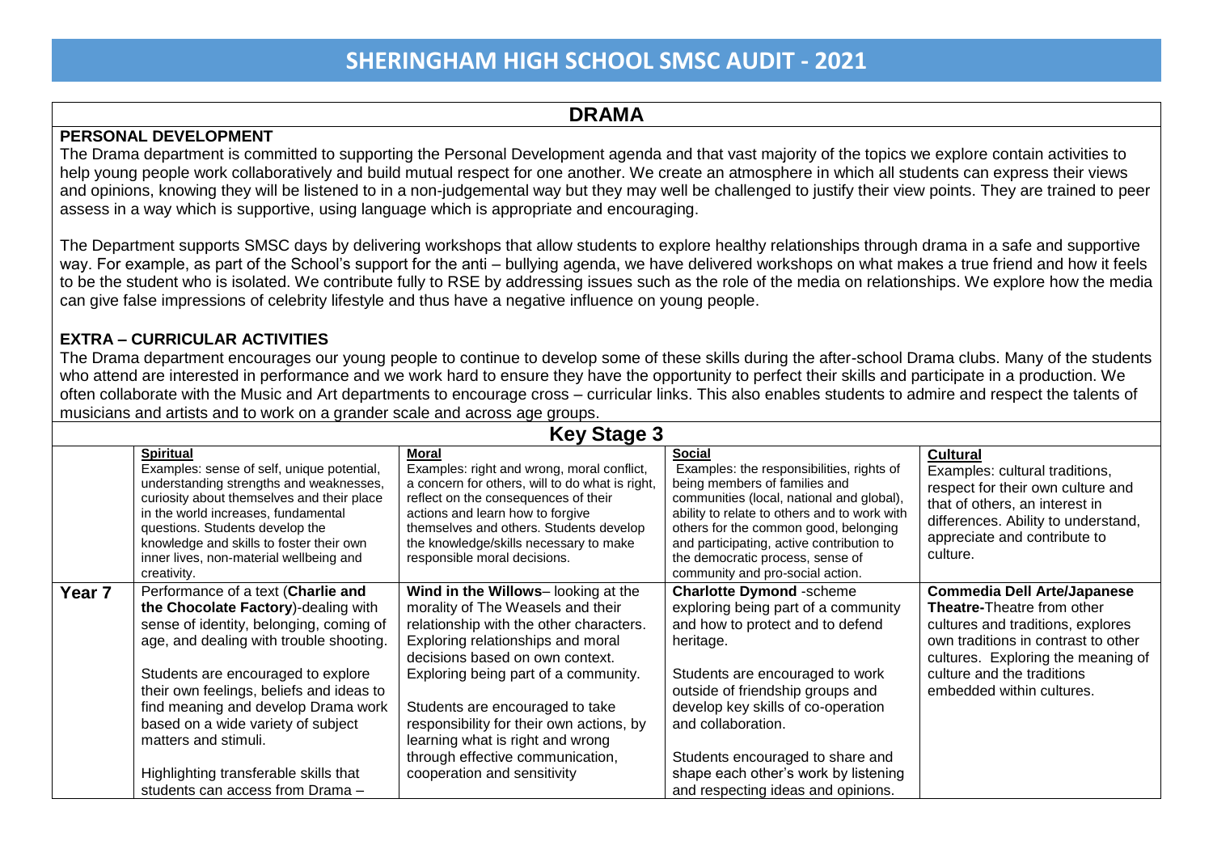# SHERINGHAM HIGH SCHOOL SMSC AUDIT - 2021

## DRAMA

**PERSONAL DEVELOPMENT**

The Drama department is committed to supporting the Personal Development agenda and that vast majority of the topics we explore contain activities to help young people work collaboratively and build mutual respect for one another. We create an atmosphere in which all students can express their views and opinions, knowing they will be listened to in a non-judgemental way but they may well be challenged to justify their view points. They are trained to peer assess in a way which is supportive, using language which is appropriate and encouraging.

The Department supports SMSC days by delivering workshops that allow students to explore healthy relationships through drama in a safe and supportive way. For example, as part of the School's support for the anti – bullying agenda, we have delivered workshops on what makes a true friend and how it feels to be the student who is isolated. We contribute fully to RSE by addressing issues such as the role of the media on relationships. We explore how the media can give false impressions of celebrity lifestyle and thus have a negative influence on young people.

**EXTRA – CURRICULAR ACTIVITIES**

The Drama department encourages our young people to continue to develop some of these skills during the after-school Drama clubs. Many of the students who attend are interested in performance and we work hard to ensure they have the opportunity to perfect their skills and participate in a production. We often collaborate with the Music and Art departments to encourage cross – curricular links. This also enables students to admire and respect the talents of musicians and artists and to work on a grander scale and across age groups.

### Key Stage 3

| | **Spiritual**<br>Examples: sense of self, unique potential, understanding strengths and weaknesses, curiosity about themselves and their place in the world increases, fundamental questions. Students develop the knowledge and skills to foster their own inner lives, non-material wellbeing and creativity. | **Moral**<br>Examples: right and wrong, moral conflict, a concern for others, will to do what is right, reflect on the consequences of their actions and learn how to forgive themselves and others. Students develop the knowledge/skills necessary to make responsible moral decisions. | **Social**<br>Examples: the responsibilities, rights of being members of families and communities (local, national and global), ability to relate to others and to work with others for the common good, belonging and participating, active contribution to the democratic process, sense of community and pro-social action. | **Cultural**<br>Examples: cultural traditions, respect for their own culture and that of others, an interest in differences. Ability to understand, appreciate and contribute to culture. |
|---|---|---|---|---|
| **Year 7** | Performance of a text (**Charlie and the Chocolate Factory**)-dealing with sense of identity, belonging, coming of age, and dealing with trouble shooting.<br><br>Students are encouraged to explore their own feelings, beliefs and ideas to find meaning and develop Drama work based on a wide variety of subject matters and stimuli.<br><br>Highlighting transferable skills that students can access from Drama – | **Wind in the Willows**– looking at the morality of The Weasels and their relationship with the other characters. Exploring relationships and moral decisions based on own context. Exploring being part of a community.<br><br>Students are encouraged to take responsibility for their own actions, by learning what is right and wrong through effective communication, cooperation and sensitivity | **Charlotte Dymond** -scheme exploring being part of a community and how to protect and to defend heritage.<br><br>Students are encouraged to work outside of friendship groups and develop key skills of co-operation and collaboration.<br><br>Students encouraged to share and shape each other's work by listening and respecting ideas and opinions. | **Commedia Dell Arte/Japanese Theatre-**Theatre from other cultures and traditions, explores own traditions in contrast to other cultures. Exploring the meaning of culture and the traditions embedded within cultures. |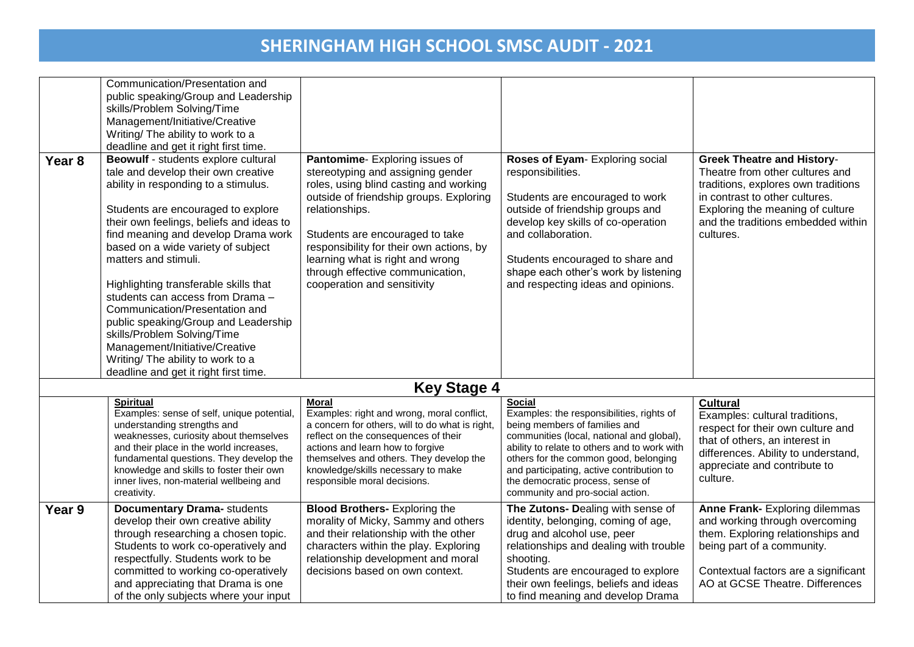# SHERINGHAM HIGH SCHOOL SMSC AUDIT - 2021

| | | | | |
|---|---|---|---|---|
| | Communication/Presentation and public speaking/Group and Leadership skills/Problem Solving/Time Management/Initiative/Creative Writing/ The ability to work to a deadline and get it right first time. | | | |
| **Year 8** | **Beowulf** - students explore cultural tale and develop their own creative ability in responding to a stimulus.<br><br>Students are encouraged to explore their own feelings, beliefs and ideas to find meaning and develop Drama work based on a wide variety of subject matters and stimuli.<br><br>Highlighting transferable skills that students can access from Drama – Communication/Presentation and public speaking/Group and Leadership skills/Problem Solving/Time Management/Initiative/Creative Writing/ The ability to work to a deadline and get it right first time. | **Pantomime**- Exploring issues of stereotyping and assigning gender roles, using blind casting and working outside of friendship groups. Exploring relationships.<br><br>Students are encouraged to take responsibility for their own actions, by learning what is right and wrong through effective communication, cooperation and sensitivity | **Roses of Eyam**- Exploring social responsibilities.<br><br>Students are encouraged to work outside of friendship groups and develop key skills of co-operation and collaboration.<br><br>Students encouraged to share and shape each other's work by listening and respecting ideas and opinions. | **Greek Theatre and History**- Theatre from other cultures and traditions, explores own traditions in contrast to other cultures. Exploring the meaning of culture and the traditions embedded within cultures. |
| **Key Stage 4** | | | | |
| | **Spiritual**<br>Examples: sense of self, unique potential, understanding strengths and weaknesses, curiosity about themselves and their place in the world increases, fundamental questions. They develop the knowledge and skills to foster their own inner lives, non-material wellbeing and creativity. | **Moral**<br>Examples: right and wrong, moral conflict, a concern for others, will to do what is right, reflect on the consequences of their actions and learn how to forgive themselves and others. They develop the knowledge/skills necessary to make responsible moral decisions. | **Social**<br>Examples: the responsibilities, rights of being members of families and communities (local, national and global), ability to relate to others and to work with others for the common good, belonging and participating, active contribution to the democratic process, sense of community and pro-social action. | **Cultural**<br>Examples: cultural traditions, respect for their own culture and that of others, an interest in differences. Ability to understand, appreciate and contribute to culture. |
| **Year 9** | **Documentary Drama-** students develop their own creative ability through researching a chosen topic. Students to work co-operatively and respectfully. Students work to be committed to working co-operatively and appreciating that Drama is one of the only subjects where your input | **Blood Brothers-** Exploring the morality of Micky, Sammy and others and their relationship with the other characters within the play. Exploring relationship development and moral decisions based on own context. | **The Zutons- D**ealing with sense of identity, belonging, coming of age, drug and alcohol use, peer relationships and dealing with trouble shooting.<br>Students are encouraged to explore their own feelings, beliefs and ideas to find meaning and develop Drama | **Anne Frank-** Exploring dilemmas and working through overcoming them. Exploring relationships and being part of a community.<br><br>Contextual factors are a significant AO at GCSE Theatre. Differences |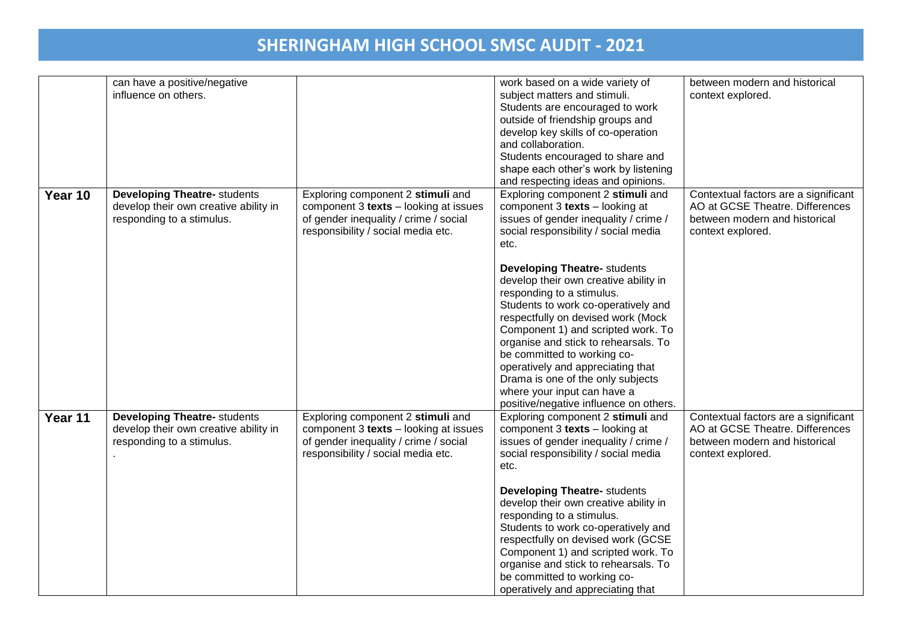# SHERINGHAM HIGH SCHOOL SMSC AUDIT - 2021

| | | | | |
|---|---|---|---|---|
| | can have a positive/negative influence on others. | | work based on a wide variety of subject matters and stimuli.<br>Students are encouraged to work outside of friendship groups and develop key skills of co-operation and collaboration.<br>Students encouraged to share and shape each other's work by listening and respecting ideas and opinions. | between modern and historical context explored. |
| **Year 10** | **Developing Theatre-** students develop their own creative ability in responding to a stimulus. | Exploring component 2 **stimuli** and component 3 **texts** – looking at issues of gender inequality / crime / social responsibility / social media etc. | Exploring component 2 **stimuli** and component 3 **texts** – looking at issues of gender inequality / crime / social responsibility / social media etc.<br><br>**Developing Theatre-** students develop their own creative ability in responding to a stimulus.<br>Students to work co-operatively and respectfully on devised work (Mock Component 1) and scripted work. To organise and stick to rehearsals. To be committed to working co-operatively and appreciating that Drama is one of the only subjects where your input can have a positive/negative influence on others. | Contextual factors are a significant AO at GCSE Theatre. Differences between modern and historical context explored. |
| **Year 11** | **Developing Theatre-** students develop their own creative ability in responding to a stimulus.<br>. | Exploring component 2 **stimuli** and component 3 **texts** – looking at issues of gender inequality / crime / social responsibility / social media etc. | Exploring component 2 **stimuli** and component 3 **texts** – looking at issues of gender inequality / crime / social responsibility / social media etc.<br><br>**Developing Theatre-** students develop their own creative ability in responding to a stimulus.<br>Students to work co-operatively and respectfully on devised work (GCSE Component 1) and scripted work. To organise and stick to rehearsals. To be committed to working co-operatively and appreciating that | Contextual factors are a significant AO at GCSE Theatre. Differences between modern and historical context explored. |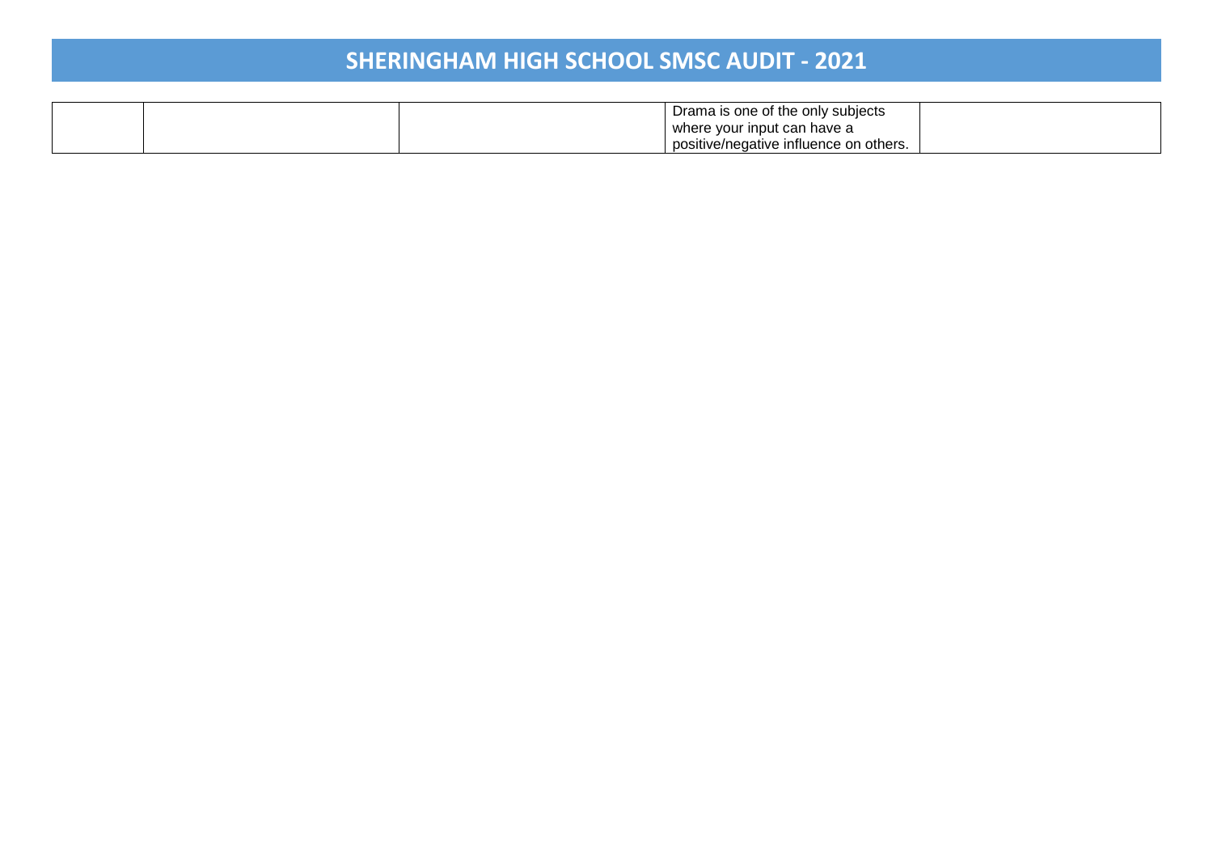| | | | | |
|---|---|---|---|---|
| | | | Drama is one of the only subjects where your input can have a positive/negative influence on others. | |